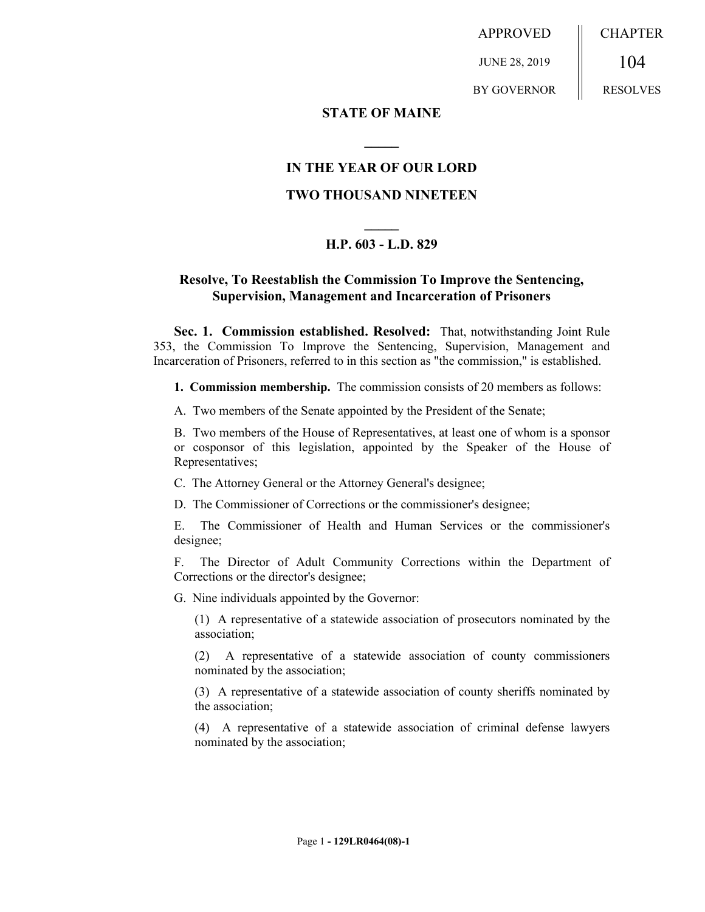APPROVED JUNE 28, 2019 BY GOVERNOR | CHAPTER 104 RESOLVES

**STATE OF MAINE**

**IN THE YEAR OF OUR LORD**

**TWO THOUSAND NINETEEN**

**H.P. 603 - L.D. 829**

## Resolve, To Reestablish the Commission To Improve the Sentencing, Supervision, Management and Incarceration of Prisoners

**Sec. 1. Commission established. Resolved:** That, notwithstanding Joint Rule 353, the Commission To Improve the Sentencing, Supervision, Management and Incarceration of Prisoners, referred to in this section as "the commission," is established.

**1. Commission membership.** The commission consists of 20 members as follows:

A. Two members of the Senate appointed by the President of the Senate;

B. Two members of the House of Representatives, at least one of whom is a sponsor or cosponsor of this legislation, appointed by the Speaker of the House of Representatives;

C. The Attorney General or the Attorney General's designee;

D. The Commissioner of Corrections or the commissioner's designee;

E. The Commissioner of Health and Human Services or the commissioner's designee;

F. The Director of Adult Community Corrections within the Department of Corrections or the director's designee;

G. Nine individuals appointed by the Governor:

(1) A representative of a statewide association of prosecutors nominated by the association;

(2) A representative of a statewide association of county commissioners nominated by the association;

(3) A representative of a statewide association of county sheriffs nominated by the association;

(4) A representative of a statewide association of criminal defense lawyers nominated by the association;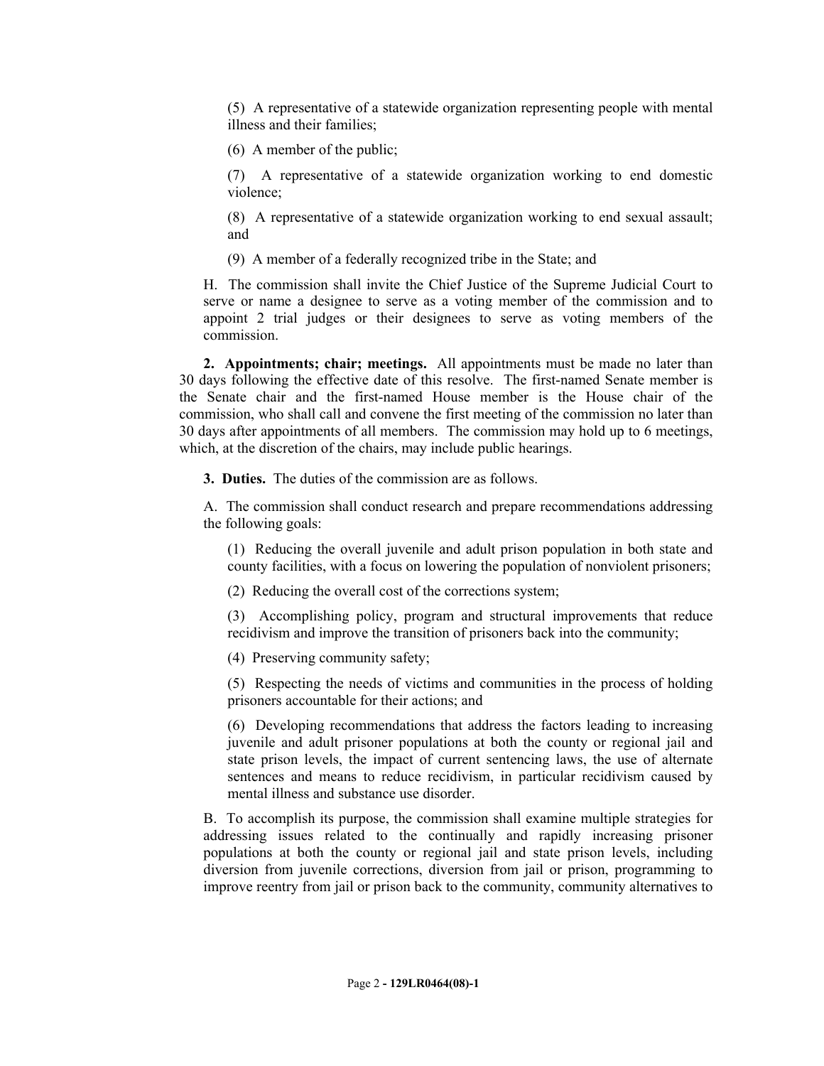(5) A representative of a statewide organization representing people with mental illness and their families;

(6) A member of the public;

(7) A representative of a statewide organization working to end domestic violence;

(8) A representative of a statewide organization working to end sexual assault; and

(9) A member of a federally recognized tribe in the State; and

H. The commission shall invite the Chief Justice of the Supreme Judicial Court to serve or name a designee to serve as a voting member of the commission and to appoint 2 trial judges or their designees to serve as voting members of the commission.

**2. Appointments; chair; meetings.** All appointments must be made no later than 30 days following the effective date of this resolve. The first-named Senate member is the Senate chair and the first-named House member is the House chair of the commission, who shall call and convene the first meeting of the commission no later than 30 days after appointments of all members. The commission may hold up to 6 meetings, which, at the discretion of the chairs, may include public hearings.

**3. Duties.** The duties of the commission are as follows.

A. The commission shall conduct research and prepare recommendations addressing the following goals:

(1) Reducing the overall juvenile and adult prison population in both state and county facilities, with a focus on lowering the population of nonviolent prisoners;

(2) Reducing the overall cost of the corrections system;

(3) Accomplishing policy, program and structural improvements that reduce recidivism and improve the transition of prisoners back into the community;

(4) Preserving community safety;

(5) Respecting the needs of victims and communities in the process of holding prisoners accountable for their actions; and

(6) Developing recommendations that address the factors leading to increasing juvenile and adult prisoner populations at both the county or regional jail and state prison levels, the impact of current sentencing laws, the use of alternate sentences and means to reduce recidivism, in particular recidivism caused by mental illness and substance use disorder.

B. To accomplish its purpose, the commission shall examine multiple strategies for addressing issues related to the continually and rapidly increasing prisoner populations at both the county or regional jail and state prison levels, including diversion from juvenile corrections, diversion from jail or prison, programming to improve reentry from jail or prison back to the community, community alternatives to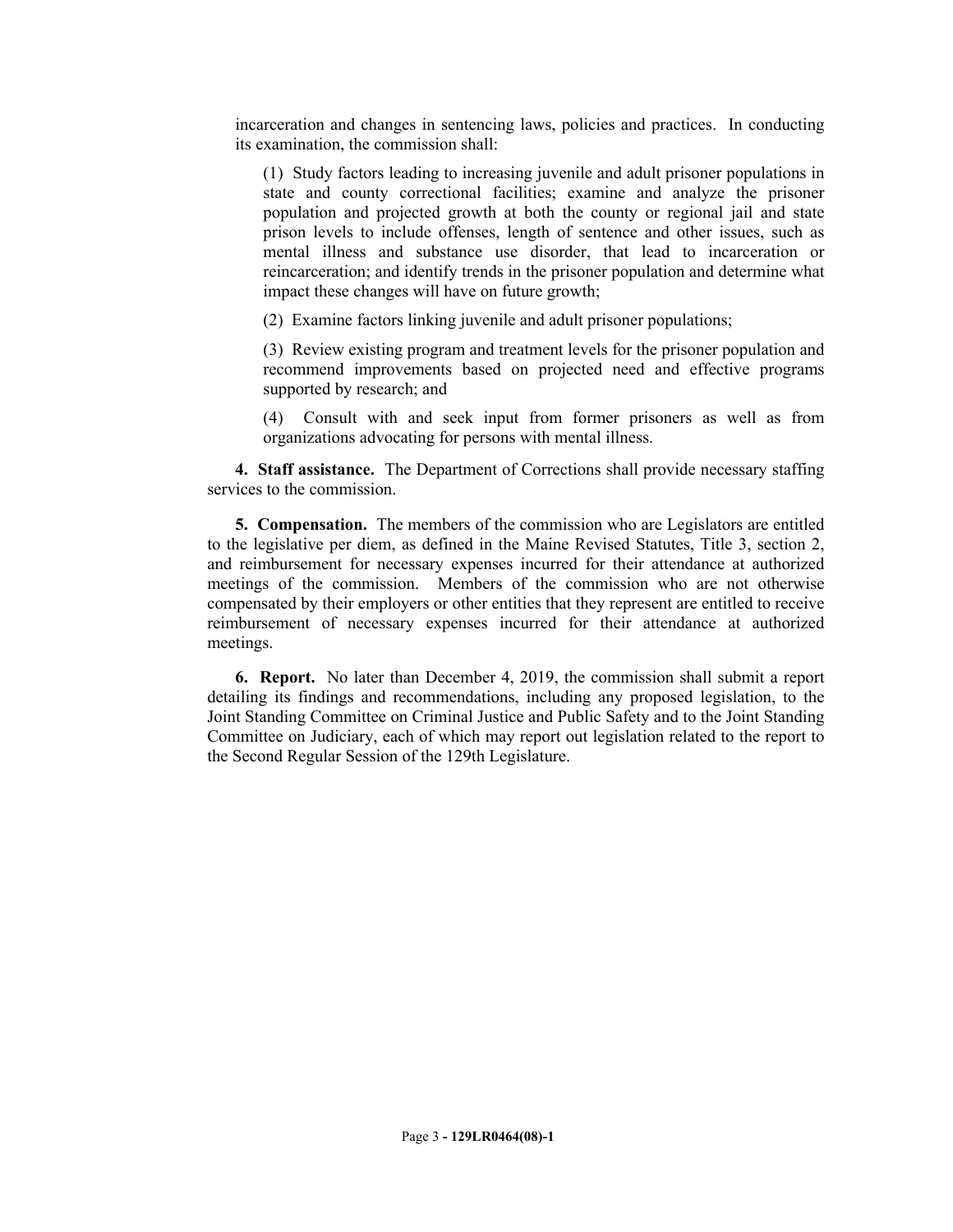incarceration and changes in sentencing laws, policies and practices. In conducting its examination, the commission shall:

(1) Study factors leading to increasing juvenile and adult prisoner populations in state and county correctional facilities; examine and analyze the prisoner population and projected growth at both the county or regional jail and state prison levels to include offenses, length of sentence and other issues, such as mental illness and substance use disorder, that lead to incarceration or reincarceration; and identify trends in the prisoner population and determine what impact these changes will have on future growth;

(2) Examine factors linking juvenile and adult prisoner populations;

(3) Review existing program and treatment levels for the prisoner population and recommend improvements based on projected need and effective programs supported by research; and

(4) Consult with and seek input from former prisoners as well as from organizations advocating for persons with mental illness.

**4. Staff assistance.** The Department of Corrections shall provide necessary staffing services to the commission.

**5. Compensation.** The members of the commission who are Legislators are entitled to the legislative per diem, as defined in the Maine Revised Statutes, Title 3, section 2, and reimbursement for necessary expenses incurred for their attendance at authorized meetings of the commission. Members of the commission who are not otherwise compensated by their employers or other entities that they represent are entitled to receive reimbursement of necessary expenses incurred for their attendance at authorized meetings.

**6. Report.** No later than December 4, 2019, the commission shall submit a report detailing its findings and recommendations, including any proposed legislation, to the Joint Standing Committee on Criminal Justice and Public Safety and to the Joint Standing Committee on Judiciary, each of which may report out legislation related to the report to the Second Regular Session of the 129th Legislature.